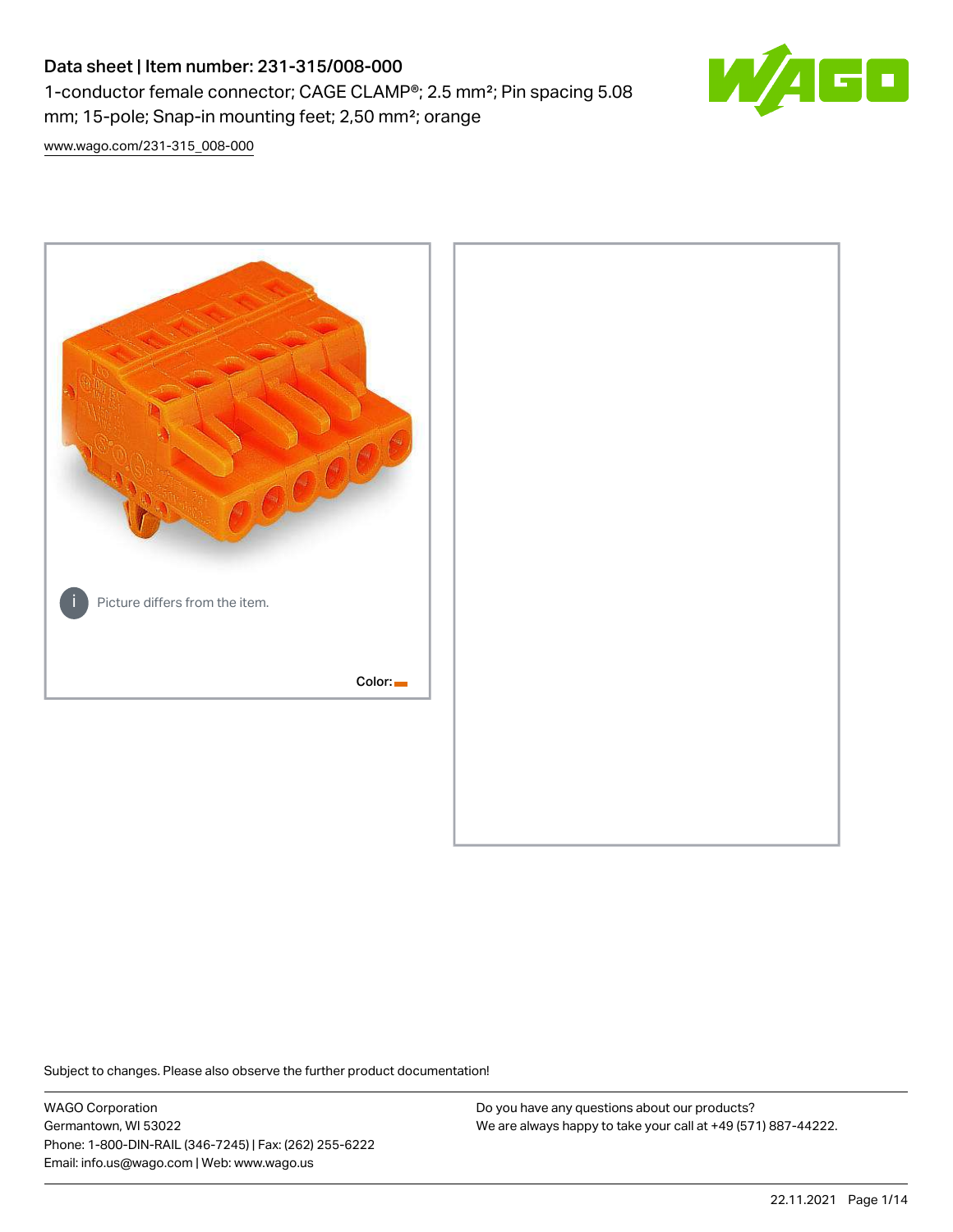# Data sheet | Item number: 231-315/008-000

1-conductor female connector; CAGE CLAMP®; 2.5 mm²; Pin spacing 5.08 mm; 15-pole; Snap-in mounting feet; 2,50 mm²; orange

www.wago.com/231-315_008-000

Picture differs from the item.

Color:

Subject to changes. Please also observe the further product documentation!

WAGO Corporation
Germantown, WI 53022
Phone: 1-800-DIN-RAIL (346-7245) | Fax: (262) 255-6222
Email: info.us@wago.com | Web: www.wago.us

Do you have any questions about our products?
We are always happy to take your call at +49 (571) 887-44222.

22.11.2021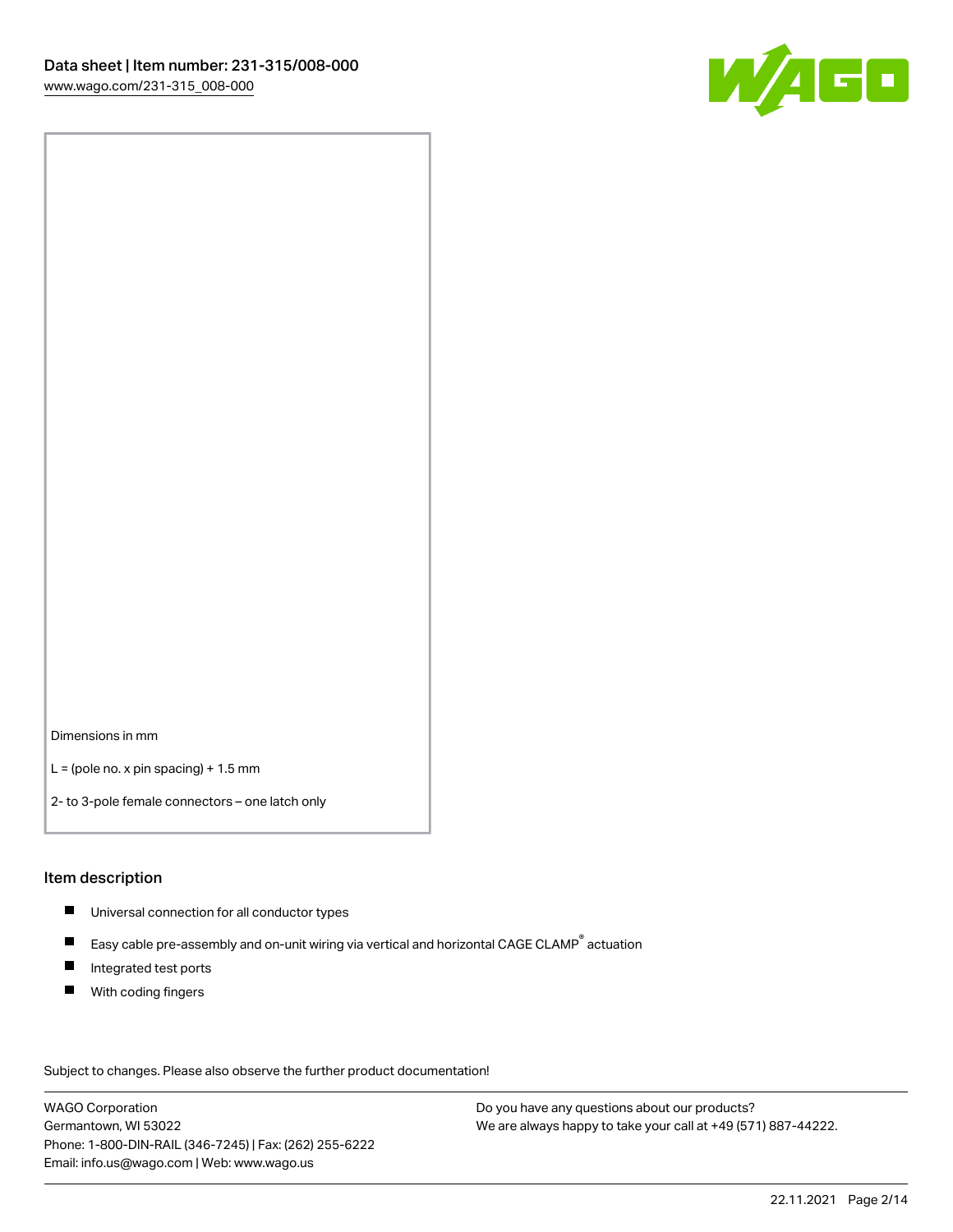Dimensions in mm

L = (pole no. x pin spacing) + 1.5 mm

2- to 3-pole female connectors – one latch only

## Item description

- Universal connection for all conductor types
- Easy cable pre-assembly and on-unit wiring via vertical and horizontal CAGE CLAMP® actuation
- Integrated test ports
- With coding fingers

Subject to changes. Please also observe the further product documentation!

WAGO Corporation
Germantown, WI 53022
Phone: 1-800-DIN-RAIL (346-7245) | Fax: (262) 255-6222
Email: info.us@wago.com | Web: www.wago.us

Do you have any questions about our products?
We are always happy to take your call at +49 (571) 887-44222.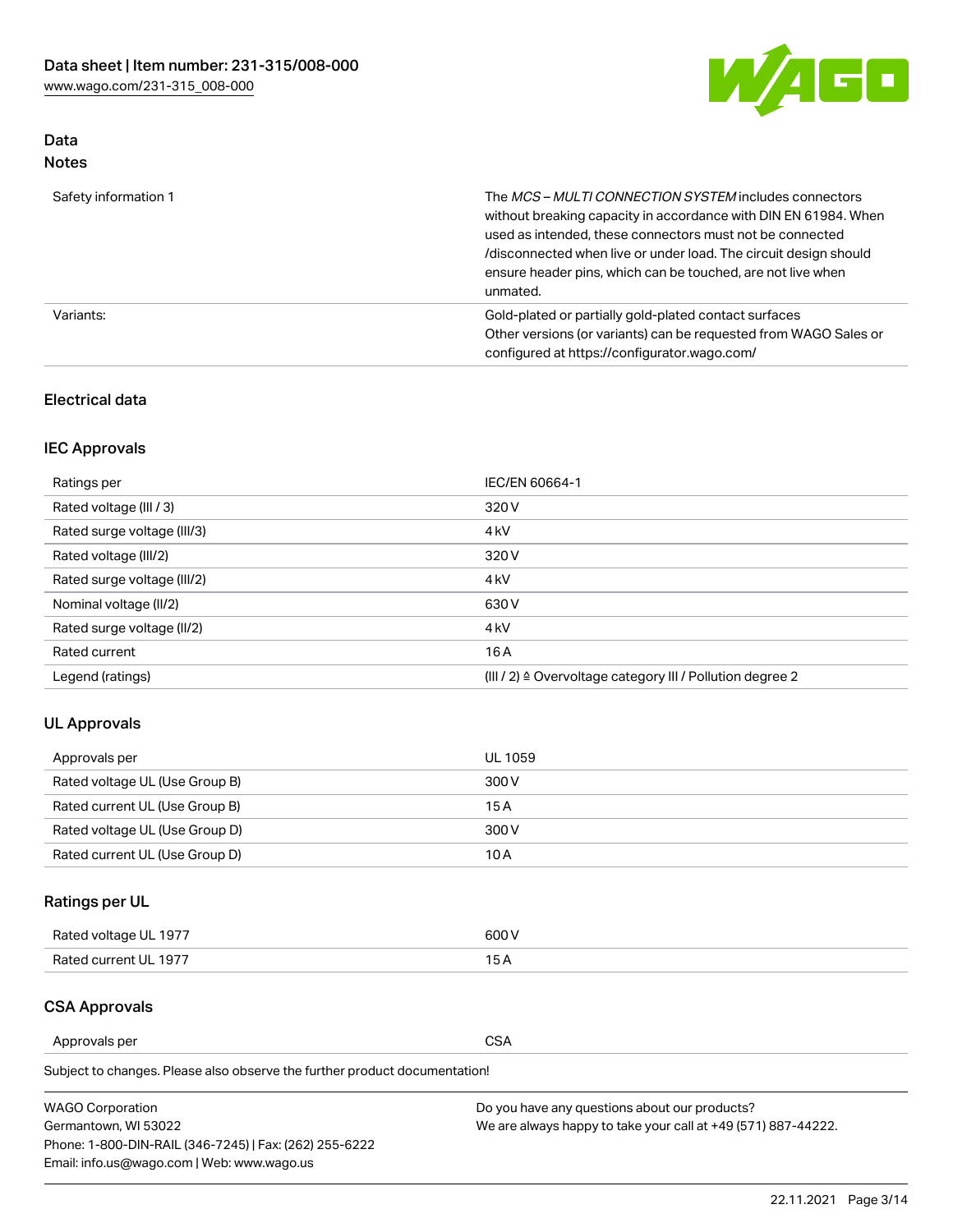## Data

### Notes

| | |
|---|---|
| Safety information 1 | The *MCS – MULTI CONNECTION SYSTEM* includes connectors without breaking capacity in accordance with DIN EN 61984. When used as intended, these connectors must not be connected /disconnected when live or under load. The circuit design should ensure header pins, which can be touched, are not live when unmated. |
| Variants: | Gold-plated or partially gold-plated contact surfaces<br>Other versions (or variants) can be requested from WAGO Sales or configured at https://configurator.wago.com/ |

## Electrical data

### IEC Approvals

| | |
|---|---|
| Ratings per | IEC/EN 60664-1 |
| Rated voltage (III / 3) | 320 V |
| Rated surge voltage (III/3) | 4 kV |
| Rated voltage (III/2) | 320 V |
| Rated surge voltage (III/2) | 4 kV |
| Nominal voltage (II/2) | 630 V |
| Rated surge voltage (II/2) | 4 kV |
| Rated current | 16 A |
| Legend (ratings) | (III / 2) ≙ Overvoltage category III / Pollution degree 2 |

### UL Approvals

| | |
|---|---|
| Approvals per | UL 1059 |
| Rated voltage UL (Use Group B) | 300 V |
| Rated current UL (Use Group B) | 15 A |
| Rated voltage UL (Use Group D) | 300 V |
| Rated current UL (Use Group D) | 10 A |

### Ratings per UL

| | |
|---|---|
| Rated voltage UL 1977 | 600 V |
| Rated current UL 1977 | 15 A |

### CSA Approvals

| | |
|---|---|
| Approvals per | CSA |

Subject to changes. Please also observe the further product documentation!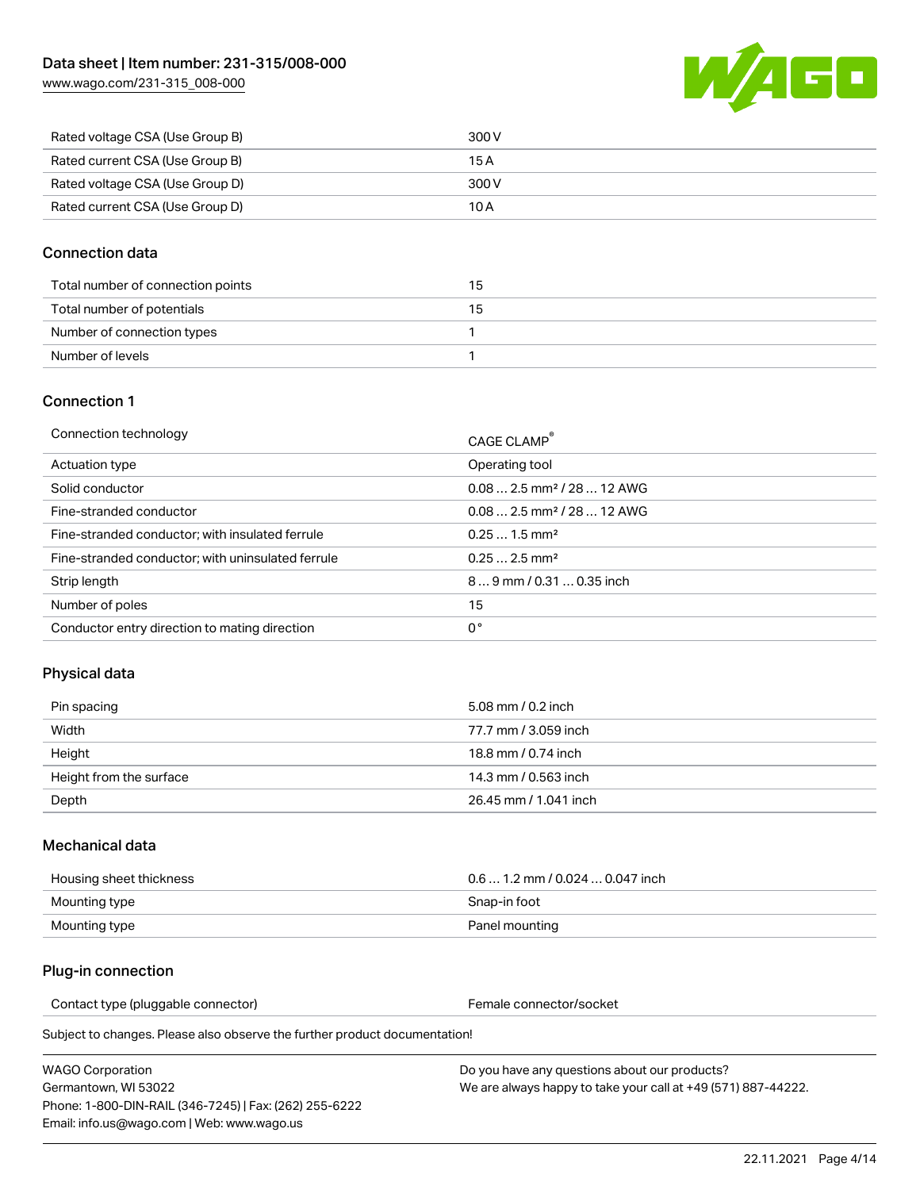| | |
|---|---|
| Rated voltage CSA (Use Group B) | 300 V |
| Rated current CSA (Use Group B) | 15 A |
| Rated voltage CSA (Use Group D) | 300 V |
| Rated current CSA (Use Group D) | 10 A |

## Connection data

| | |
|---|---|
| Total number of connection points | 15 |
| Total number of potentials | 15 |
| Number of connection types | 1 |
| Number of levels | 1 |

## Connection 1

| | |
|---|---|
| Connection technology | CAGE CLAMP® |
| Actuation type | Operating tool |
| Solid conductor | 0.08 … 2.5 mm² / 28 … 12 AWG |
| Fine-stranded conductor | 0.08 … 2.5 mm² / 28 … 12 AWG |
| Fine-stranded conductor; with insulated ferrule | 0.25 … 1.5 mm² |
| Fine-stranded conductor; with uninsulated ferrule | 0.25 … 2.5 mm² |
| Strip length | 8 … 9 mm / 0.31 … 0.35 inch |
| Number of poles | 15 |
| Conductor entry direction to mating direction | 0 ° |

## Physical data

| | |
|---|---|
| Pin spacing | 5.08 mm / 0.2 inch |
| Width | 77.7 mm / 3.059 inch |
| Height | 18.8 mm / 0.74 inch |
| Height from the surface | 14.3 mm / 0.563 inch |
| Depth | 26.45 mm / 1.041 inch |

## Mechanical data

| | |
|---|---|
| Housing sheet thickness | 0.6 … 1.2 mm / 0.024 … 0.047 inch |
| Mounting type | Snap-in foot |
| Mounting type | Panel mounting |

## Plug-in connection

| | |
|---|---|
| Contact type (pluggable connector) | Female connector/socket |

Subject to changes. Please also observe the further product documentation!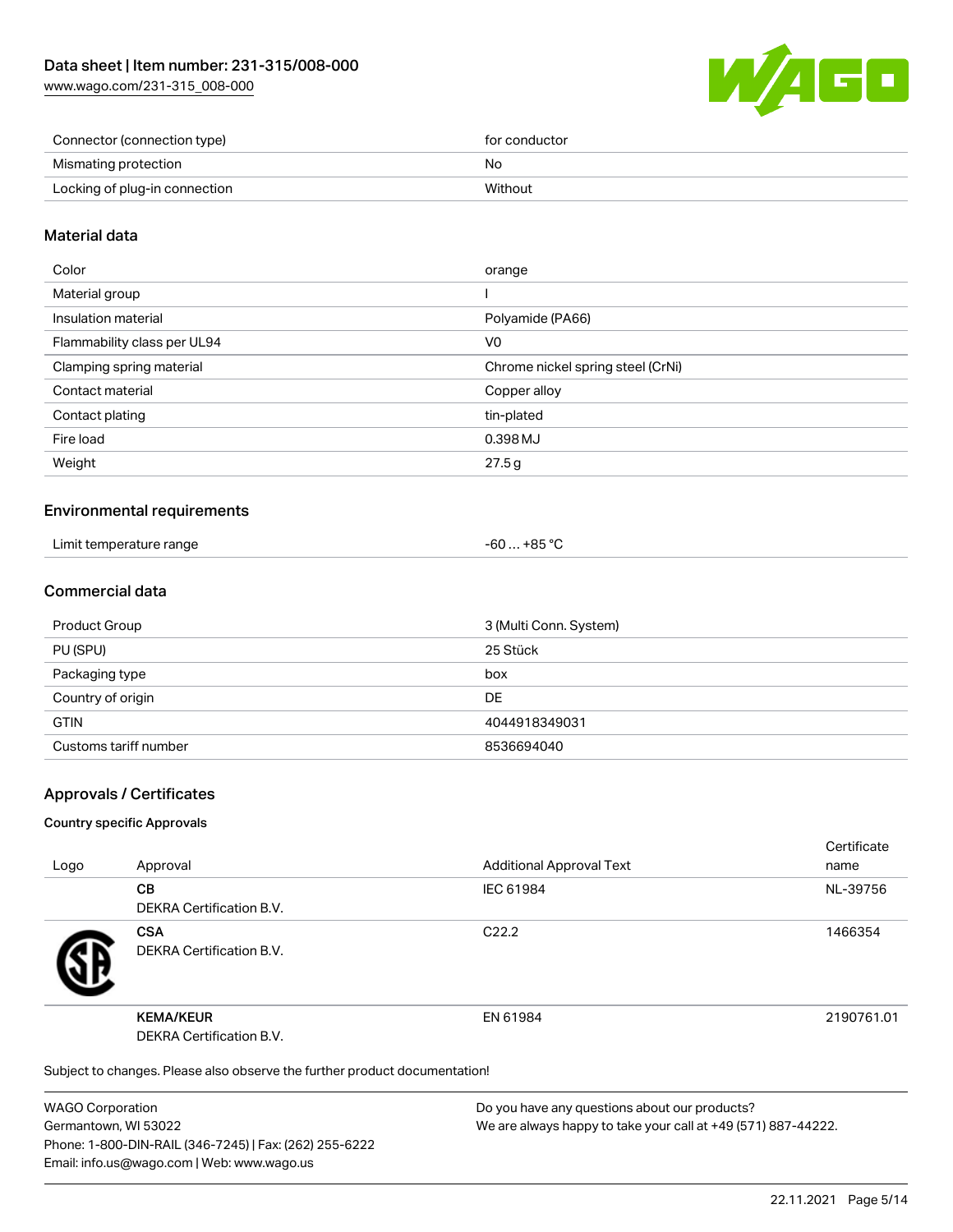| | |
|---|---|
| Connector (connection type) | for conductor |
| Mismating protection | No |
| Locking of plug-in connection | Without |

## Material data

| | |
|---|---|
| Color | orange |
| Material group | I |
| Insulation material | Polyamide (PA66) |
| Flammability class per UL94 | V0 |
| Clamping spring material | Chrome nickel spring steel (CrNi) |
| Contact material | Copper alloy |
| Contact plating | tin-plated |
| Fire load | 0.398 MJ |
| Weight | 27.5 g |

## Environmental requirements

| | |
|---|---|
| Limit temperature range | -60 … +85 °C |

## Commercial data

| | |
|---|---|
| Product Group | 3 (Multi Conn. System) |
| PU (SPU) | 25 Stück |
| Packaging type | box |
| Country of origin | DE |
| GTIN | 4044918349031 |
| Customs tariff number | 8536694040 |

## Approvals / Certificates

### Country specific Approvals

| Logo | Approval | Additional Approval Text | Certificate name |
|---|---|---|---|
| | **CB**<br>DEKRA Certification B.V. | IEC 61984 | NL-39756 |
| | **CSA**<br>DEKRA Certification B.V. | C22.2 | 1466354 |
| | **KEMA/KEUR**<br>DEKRA Certification B.V. | EN 61984 | 2190761.01 |

Subject to changes. Please also observe the further product documentation!

WAGO Corporation
Germantown, WI 53022
Phone: 1-800-DIN-RAIL (346-7245) | Fax: (262) 255-6222
Email: info.us@wago.com | Web: www.wago.us

Do you have any questions about our products?
We are always happy to take your call at +49 (571) 887-44222.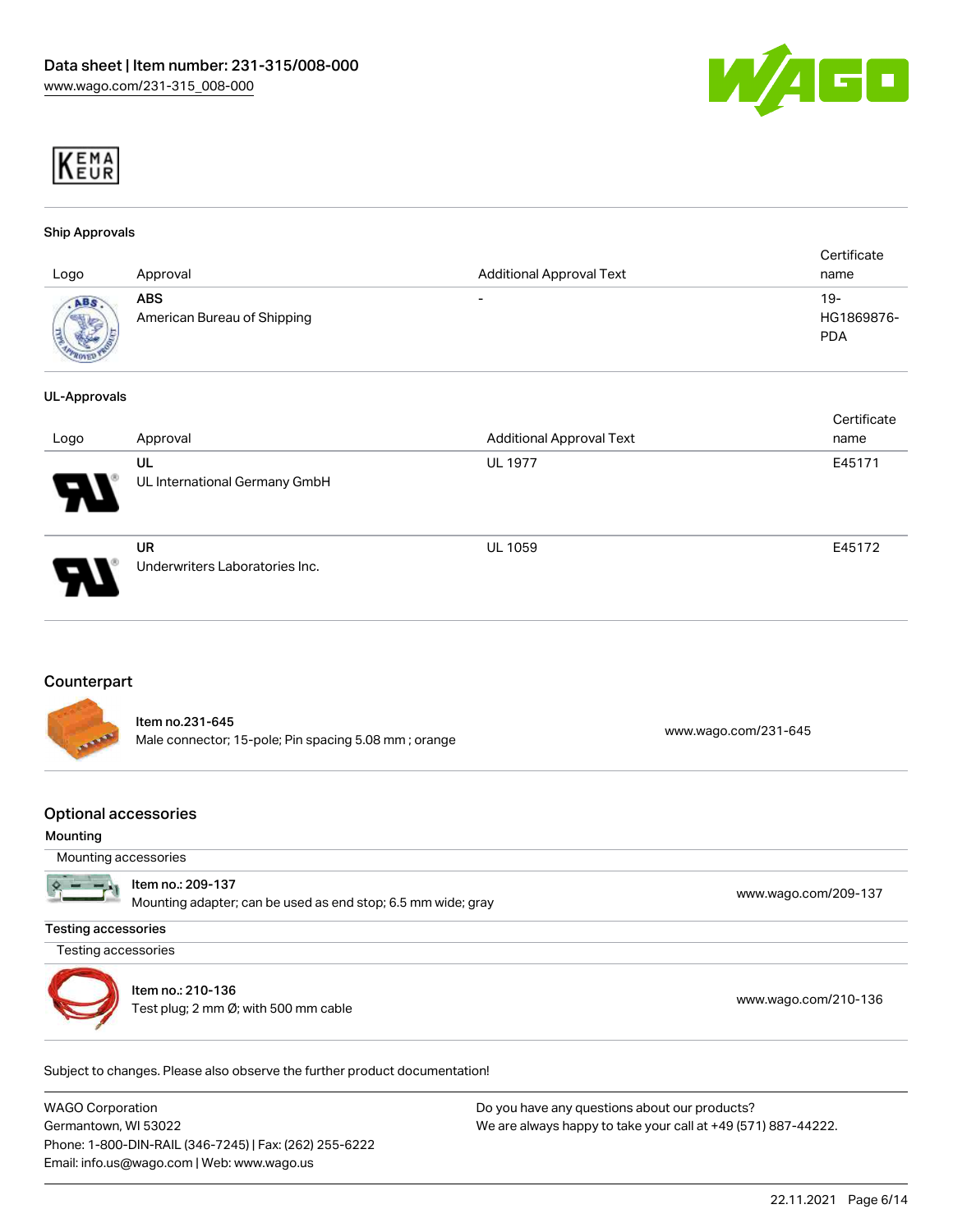KEMA EUR

### Ship Approvals

| Logo | Approval | Additional Approval Text | Certificate name |
|---|---|---|---|
| | **ABS** American Bureau of Shipping | - | 19-HG1869876-PDA |

### UL-Approvals

| Logo | Approval | Additional Approval Text | Certificate name |
|---|---|---|---|
| | **UL** UL International Germany GmbH | UL 1977 | E45171 |
| | **UR** Underwriters Laboratories Inc. | UL 1059 | E45172 |

## Counterpart

| | | |
|---|---|---|
| | **Item no.231-645** Male connector; 15-pole; Pin spacing 5.08 mm ; orange | www.wago.com/231-645 |

## Optional accessories

**Mounting**

Mounting accessories

| | | |
|---|---|---|
| | **Item no.: 209-137** Mounting adapter; can be used as end stop; 6.5 mm wide; gray | www.wago.com/209-137 |

**Testing accessories**

Testing accessories

| | | |
|---|---|---|
| | **Item no.: 210-136** Test plug; 2 mm Ø; with 500 mm cable | www.wago.com/210-136 |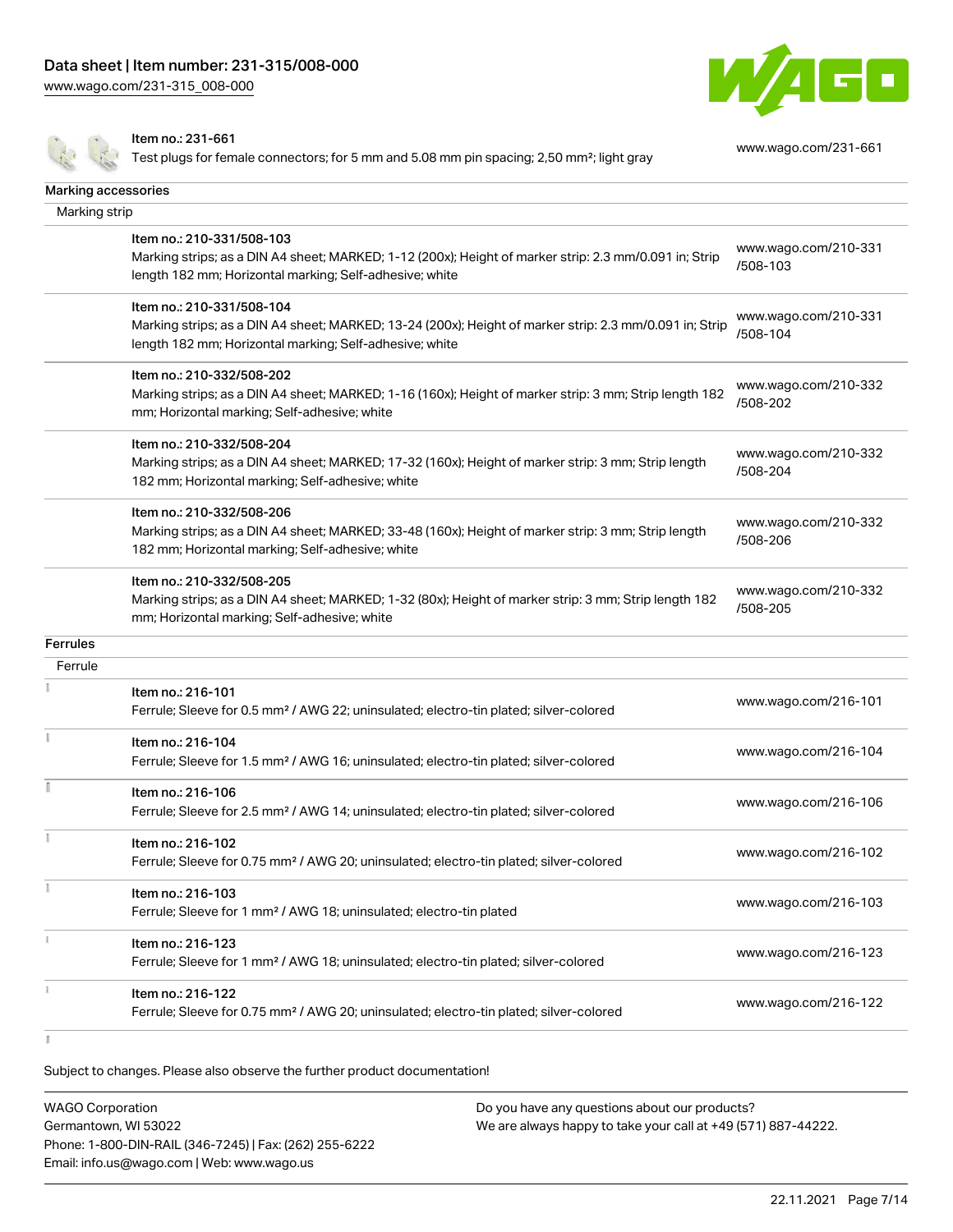| Item | Description | Link |
|---|---|---|
| Item no.: 231-661 | Test plugs for female connectors; for 5 mm and 5.08 mm pin spacing; 2,50 mm²; light gray | www.wago.com/231-661 |

## Marking accessories

### Marking strip

| Item | Description | Link |
|---|---|---|
| Item no.: 210-331/508-103 | Marking strips; as a DIN A4 sheet; MARKED; 1-12 (200x); Height of marker strip: 2.3 mm/0.091 in; Strip length 182 mm; Horizontal marking; Self-adhesive; white | www.wago.com/210-331/508-103 |
| Item no.: 210-331/508-104 | Marking strips; as a DIN A4 sheet; MARKED; 13-24 (200x); Height of marker strip: 2.3 mm/0.091 in; Strip length 182 mm; Horizontal marking; Self-adhesive; white | www.wago.com/210-331/508-104 |
| Item no.: 210-332/508-202 | Marking strips; as a DIN A4 sheet; MARKED; 1-16 (160x); Height of marker strip: 3 mm; Strip length 182 mm; Horizontal marking; Self-adhesive; white | www.wago.com/210-332/508-202 |
| Item no.: 210-332/508-204 | Marking strips; as a DIN A4 sheet; MARKED; 17-32 (160x); Height of marker strip: 3 mm; Strip length 182 mm; Horizontal marking; Self-adhesive; white | www.wago.com/210-332/508-204 |
| Item no.: 210-332/508-206 | Marking strips; as a DIN A4 sheet; MARKED; 33-48 (160x); Height of marker strip: 3 mm; Strip length 182 mm; Horizontal marking; Self-adhesive; white | www.wago.com/210-332/508-206 |
| Item no.: 210-332/508-205 | Marking strips; as a DIN A4 sheet; MARKED; 1-32 (80x); Height of marker strip: 3 mm; Strip length 182 mm; Horizontal marking; Self-adhesive; white | www.wago.com/210-332/508-205 |

## Ferrules

### Ferrule

| Item | Description | Link |
|---|---|---|
| Item no.: 216-101 | Ferrule; Sleeve for 0.5 mm² / AWG 22; uninsulated; electro-tin plated; silver-colored | www.wago.com/216-101 |
| Item no.: 216-104 | Ferrule; Sleeve for 1.5 mm² / AWG 16; uninsulated; electro-tin plated; silver-colored | www.wago.com/216-104 |
| Item no.: 216-106 | Ferrule; Sleeve for 2.5 mm² / AWG 14; uninsulated; electro-tin plated; silver-colored | www.wago.com/216-106 |
| Item no.: 216-102 | Ferrule; Sleeve for 0.75 mm² / AWG 20; uninsulated; electro-tin plated; silver-colored | www.wago.com/216-102 |
| Item no.: 216-103 | Ferrule; Sleeve for 1 mm² / AWG 18; uninsulated; electro-tin plated | www.wago.com/216-103 |
| Item no.: 216-123 | Ferrule; Sleeve for 1 mm² / AWG 18; uninsulated; electro-tin plated; silver-colored | www.wago.com/216-123 |
| Item no.: 216-122 | Ferrule; Sleeve for 0.75 mm² / AWG 20; uninsulated; electro-tin plated; silver-colored | www.wago.com/216-122 |

Subject to changes. Please also observe the further product documentation!

WAGO Corporation
Germantown, WI 53022
Phone: 1-800-DIN-RAIL (346-7245) | Fax: (262) 255-6222
Email: info.us@wago.com | Web: www.wago.us

Do you have any questions about our products?
We are always happy to take your call at +49 (571) 887-44222.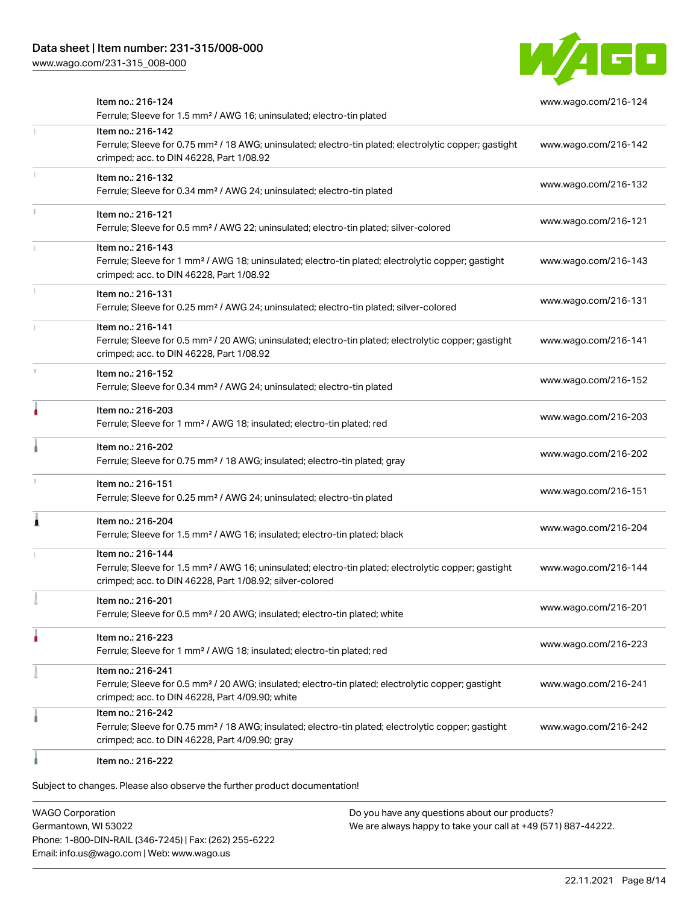| Item | URL |
| --- | --- |
| Item no.: 216-124<br>Ferrule; Sleeve for 1.5 mm² / AWG 16; uninsulated; electro-tin plated | www.wago.com/216-124 |
| Item no.: 216-142<br>Ferrule; Sleeve for 0.75 mm² / 18 AWG; uninsulated; electro-tin plated; electrolytic copper; gastight crimped; acc. to DIN 46228, Part 1/08.92 | www.wago.com/216-142 |
| Item no.: 216-132<br>Ferrule; Sleeve for 0.34 mm² / AWG 24; uninsulated; electro-tin plated | www.wago.com/216-132 |
| Item no.: 216-121<br>Ferrule; Sleeve for 0.5 mm² / AWG 22; uninsulated; electro-tin plated; silver-colored | www.wago.com/216-121 |
| Item no.: 216-143<br>Ferrule; Sleeve for 1 mm² / AWG 18; uninsulated; electro-tin plated; electrolytic copper; gastight crimped; acc. to DIN 46228, Part 1/08.92 | www.wago.com/216-143 |
| Item no.: 216-131<br>Ferrule; Sleeve for 0.25 mm² / AWG 24; uninsulated; electro-tin plated; silver-colored | www.wago.com/216-131 |
| Item no.: 216-141<br>Ferrule; Sleeve for 0.5 mm² / 20 AWG; uninsulated; electro-tin plated; electrolytic copper; gastight crimped; acc. to DIN 46228, Part 1/08.92 | www.wago.com/216-141 |
| Item no.: 216-152<br>Ferrule; Sleeve for 0.34 mm² / AWG 24; uninsulated; electro-tin plated | www.wago.com/216-152 |
| Item no.: 216-203<br>Ferrule; Sleeve for 1 mm² / AWG 18; insulated; electro-tin plated; red | www.wago.com/216-203 |
| Item no.: 216-202<br>Ferrule; Sleeve for 0.75 mm² / 18 AWG; insulated; electro-tin plated; gray | www.wago.com/216-202 |
| Item no.: 216-151<br>Ferrule; Sleeve for 0.25 mm² / AWG 24; uninsulated; electro-tin plated | www.wago.com/216-151 |
| Item no.: 216-204<br>Ferrule; Sleeve for 1.5 mm² / AWG 16; insulated; electro-tin plated; black | www.wago.com/216-204 |
| Item no.: 216-144<br>Ferrule; Sleeve for 1.5 mm² / AWG 16; uninsulated; electro-tin plated; electrolytic copper; gastight crimped; acc. to DIN 46228, Part 1/08.92; silver-colored | www.wago.com/216-144 |
| Item no.: 216-201<br>Ferrule; Sleeve for 0.5 mm² / 20 AWG; insulated; electro-tin plated; white | www.wago.com/216-201 |
| Item no.: 216-223<br>Ferrule; Sleeve for 1 mm² / AWG 18; insulated; electro-tin plated; red | www.wago.com/216-223 |
| Item no.: 216-241<br>Ferrule; Sleeve for 0.5 mm² / 20 AWG; insulated; electro-tin plated; electrolytic copper; gastight crimped; acc. to DIN 46228, Part 4/09.90; white | www.wago.com/216-241 |
| Item no.: 216-242<br>Ferrule; Sleeve for 0.75 mm² / 18 AWG; insulated; electro-tin plated; electrolytic copper; gastight crimped; acc. to DIN 46228, Part 4/09.90; gray | www.wago.com/216-242 |
| Item no.: 216-222 | |

Subject to changes. Please also observe the further product documentation!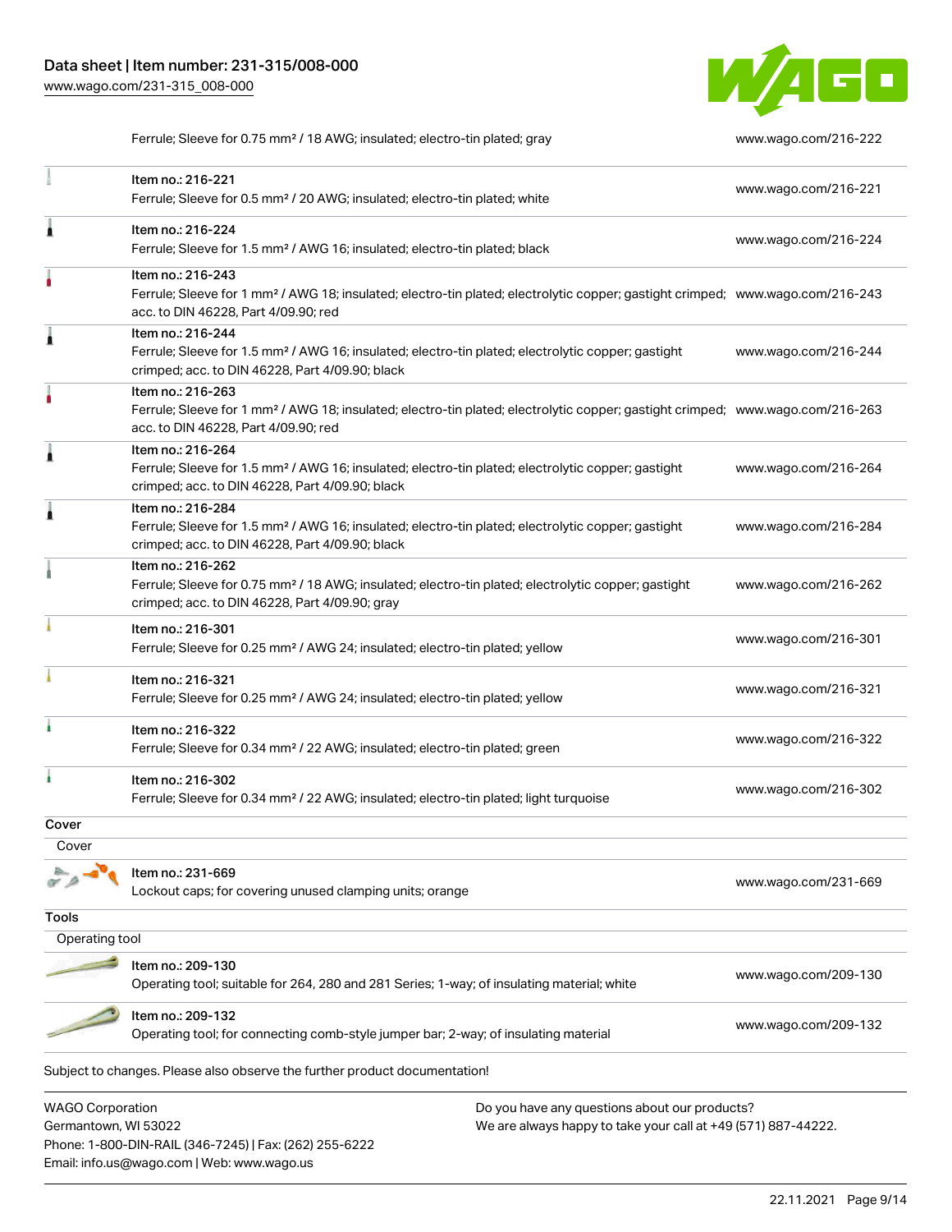| | | |
|---|---|---|
| | Ferrule; Sleeve for 0.75 mm² / 18 AWG; insulated; electro-tin plated; gray | www.wago.com/216-222 |
| | Item no.: 216-221<br>Ferrule; Sleeve for 0.5 mm² / 20 AWG; insulated; electro-tin plated; white | www.wago.com/216-221 |
| | Item no.: 216-224<br>Ferrule; Sleeve for 1.5 mm² / AWG 16; insulated; electro-tin plated; black | www.wago.com/216-224 |
| | Item no.: 216-243<br>Ferrule; Sleeve for 1 mm² / AWG 18; insulated; electro-tin plated; electrolytic copper; gastight crimped; acc. to DIN 46228, Part 4/09.90; red | www.wago.com/216-243 |
| | Item no.: 216-244<br>Ferrule; Sleeve for 1.5 mm² / AWG 16; insulated; electro-tin plated; electrolytic copper; gastight crimped; acc. to DIN 46228, Part 4/09.90; black | www.wago.com/216-244 |
| | Item no.: 216-263<br>Ferrule; Sleeve for 1 mm² / AWG 18; insulated; electro-tin plated; electrolytic copper; gastight crimped; acc. to DIN 46228, Part 4/09.90; red | www.wago.com/216-263 |
| | Item no.: 216-264<br>Ferrule; Sleeve for 1.5 mm² / AWG 16; insulated; electro-tin plated; electrolytic copper; gastight crimped; acc. to DIN 46228, Part 4/09.90; black | www.wago.com/216-264 |
| | Item no.: 216-284<br>Ferrule; Sleeve for 1.5 mm² / AWG 16; insulated; electro-tin plated; electrolytic copper; gastight crimped; acc. to DIN 46228, Part 4/09.90; black | www.wago.com/216-284 |
| | Item no.: 216-262<br>Ferrule; Sleeve for 0.75 mm² / 18 AWG; insulated; electro-tin plated; electrolytic copper; gastight crimped; acc. to DIN 46228, Part 4/09.90; gray | www.wago.com/216-262 |
| | Item no.: 216-301<br>Ferrule; Sleeve for 0.25 mm² / AWG 24; insulated; electro-tin plated; yellow | www.wago.com/216-301 |
| | Item no.: 216-321<br>Ferrule; Sleeve for 0.25 mm² / AWG 24; insulated; electro-tin plated; yellow | www.wago.com/216-321 |
| | Item no.: 216-322<br>Ferrule; Sleeve for 0.34 mm² / 22 AWG; insulated; electro-tin plated; green | www.wago.com/216-322 |
| | Item no.: 216-302<br>Ferrule; Sleeve for 0.34 mm² / 22 AWG; insulated; electro-tin plated; light turquoise | www.wago.com/216-302 |

**Cover**

Cover

| | | |
|---|---|---|
| | Item no.: 231-669<br>Lockout caps; for covering unused clamping units; orange | www.wago.com/231-669 |

**Tools**

Operating tool

| | | |
|---|---|---|
| | Item no.: 209-130<br>Operating tool; suitable for 264, 280 and 281 Series; 1-way; of insulating material; white | www.wago.com/209-130 |
| | Item no.: 209-132<br>Operating tool; for connecting comb-style jumper bar; 2-way; of insulating material | www.wago.com/209-132 |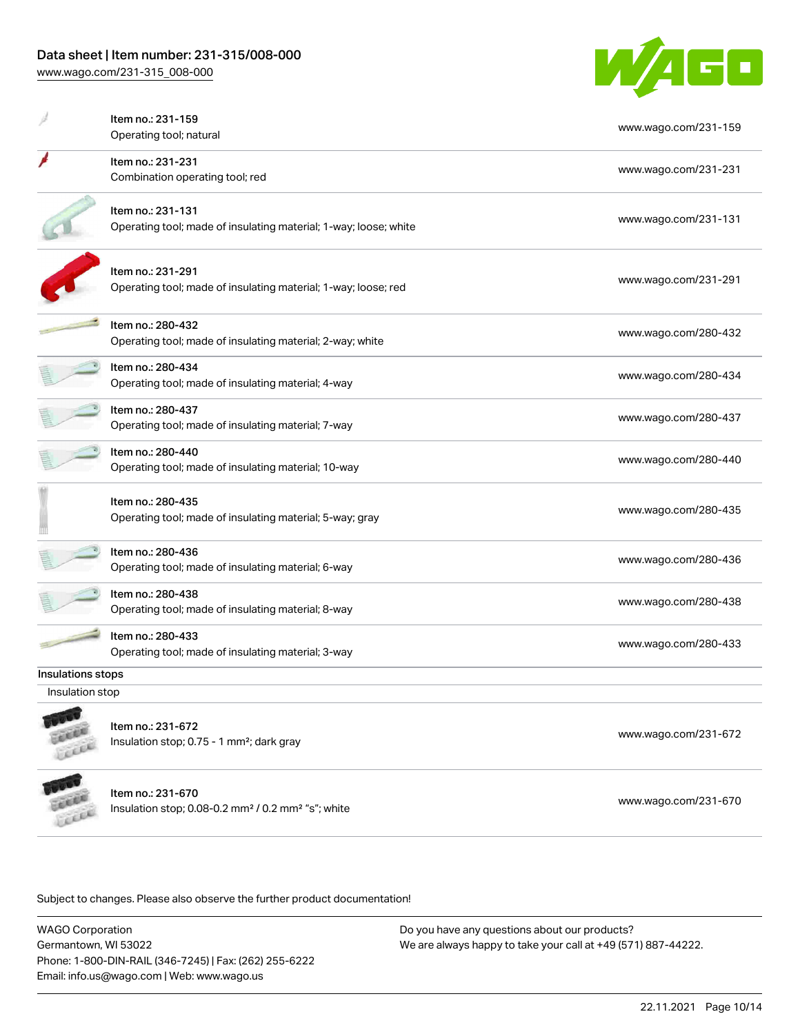| Item | URL |
| --- | --- |
| Item no.: 231-159<br>Operating tool; natural | www.wago.com/231-159 |
| Item no.: 231-231<br>Combination operating tool; red | www.wago.com/231-231 |
| Item no.: 231-131<br>Operating tool; made of insulating material; 1-way; loose; white | www.wago.com/231-131 |
| Item no.: 231-291<br>Operating tool; made of insulating material; 1-way; loose; red | www.wago.com/231-291 |
| Item no.: 280-432<br>Operating tool; made of insulating material; 2-way; white | www.wago.com/280-432 |
| Item no.: 280-434<br>Operating tool; made of insulating material; 4-way | www.wago.com/280-434 |
| Item no.: 280-437<br>Operating tool; made of insulating material; 7-way | www.wago.com/280-437 |
| Item no.: 280-440<br>Operating tool; made of insulating material; 10-way | www.wago.com/280-440 |
| Item no.: 280-435<br>Operating tool; made of insulating material; 5-way; gray | www.wago.com/280-435 |
| Item no.: 280-436<br>Operating tool; made of insulating material; 6-way | www.wago.com/280-436 |
| Item no.: 280-438<br>Operating tool; made of insulating material; 8-way | www.wago.com/280-438 |
| Item no.: 280-433<br>Operating tool; made of insulating material; 3-way | www.wago.com/280-433 |

## Insulations stops

Insulation stop

| Item | URL |
| --- | --- |
| Item no.: 231-672<br>Insulation stop; 0.75 - 1 mm²; dark gray | www.wago.com/231-672 |
| Item no.: 231-670<br>Insulation stop; 0.08-0.2 mm² / 0.2 mm² "s"; white | www.wago.com/231-670 |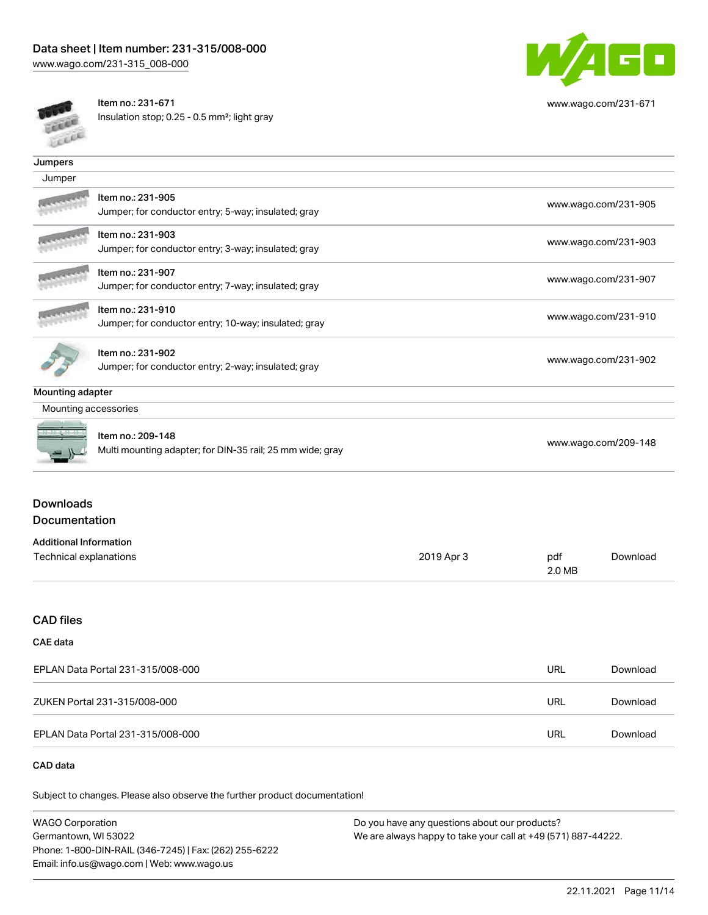| Item no.: 231-671 Insulation stop; 0.25 - 0.5 mm²; light gray | www.wago.com/231-671 |
| --- | --- |

### Jumpers

Jumper

| Item | Link |
| --- | --- |
| Item no.: 231-905 Jumper; for conductor entry; 5-way; insulated; gray | www.wago.com/231-905 |
| Item no.: 231-903 Jumper; for conductor entry; 3-way; insulated; gray | www.wago.com/231-903 |
| Item no.: 231-907 Jumper; for conductor entry; 7-way; insulated; gray | www.wago.com/231-907 |
| Item no.: 231-910 Jumper; for conductor entry; 10-way; insulated; gray | www.wago.com/231-910 |
| Item no.: 231-902 Jumper; for conductor entry; 2-way; insulated; gray | www.wago.com/231-902 |

### Mounting adapter

Mounting accessories

| Item | Link |
| --- | --- |
| Item no.: 209-148 Multi mounting adapter; for DIN-35 rail; 25 mm wide; gray | www.wago.com/209-148 |

## Downloads

## Documentation

### Additional Information

| | | | |
| --- | --- | --- | --- |
| Technical explanations | 2019 Apr 3 | pdf 2.0 MB | Download |

## CAD files

### CAE data

| | | |
| --- | --- | --- |
| EPLAN Data Portal 231-315/008-000 | URL | Download |
| ZUKEN Portal 231-315/008-000 | URL | Download |
| EPLAN Data Portal 231-315/008-000 | URL | Download |

### CAD data

Subject to changes. Please also observe the further product documentation!

WAGO Corporation
Germantown, WI 53022
Phone: 1-800-DIN-RAIL (346-7245) | Fax: (262) 255-6222
Email: info.us@wago.com | Web: www.wago.us

Do you have any questions about our products?
We are always happy to take your call at +49 (571) 887-44222.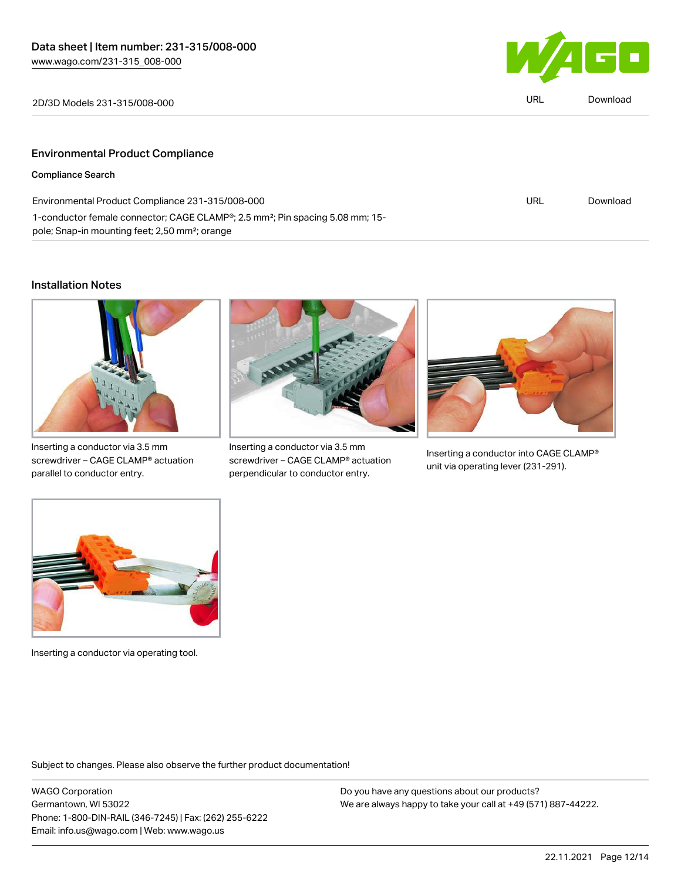2D/3D Models 231-315/008-000 | URL | Download

## Environmental Product Compliance

### Compliance Search

| | | |
|---|---|---|
| Environmental Product Compliance 231-315/008-000<br>1-conductor female connector; CAGE CLAMP®; 2.5 mm²; Pin spacing 5.08 mm; 15-pole; Snap-in mounting feet; 2,50 mm²; orange | URL | Download |

## Installation Notes

Inserting a conductor via 3.5 mm screwdriver – CAGE CLAMP® actuation parallel to conductor entry.

Inserting a conductor via 3.5 mm screwdriver – CAGE CLAMP® actuation perpendicular to conductor entry.

Inserting a conductor into CAGE CLAMP® unit via operating lever (231-291).

Inserting a conductor via operating tool.

Subject to changes. Please also observe the further product documentation!

WAGO Corporation
Germantown, WI 53022
Phone: 1-800-DIN-RAIL (346-7245) | Fax: (262) 255-6222
Email: info.us@wago.com | Web: www.wago.us

Do you have any questions about our products?
We are always happy to take your call at +49 (571) 887-44222.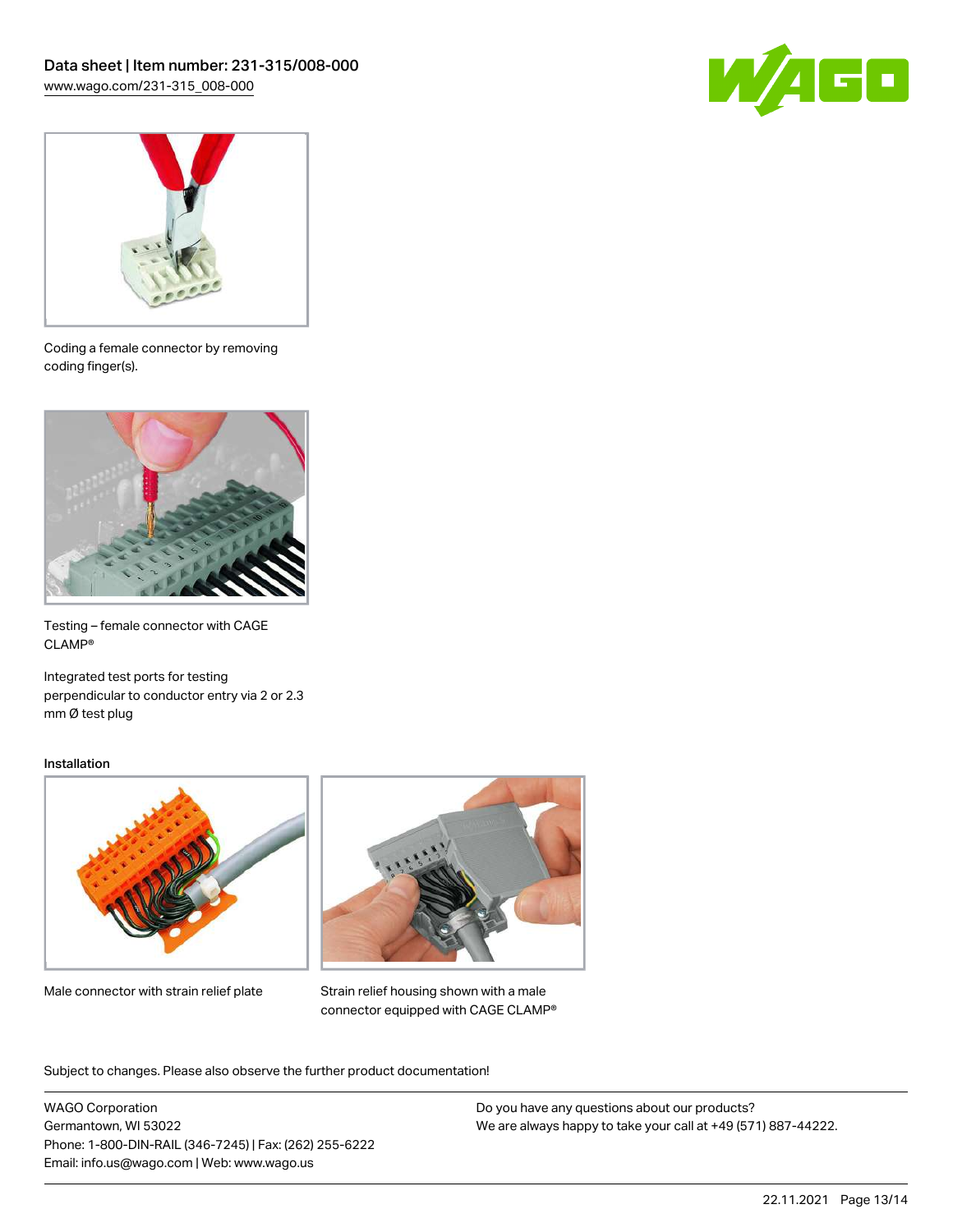Coding a female connector by removing coding finger(s).

Testing – female connector with CAGE CLAMP®

Integrated test ports for testing perpendicular to conductor entry via 2 or 2.3 mm Ø test plug

## Installation

Male connector with strain relief plate

Strain relief housing shown with a male connector equipped with CAGE CLAMP®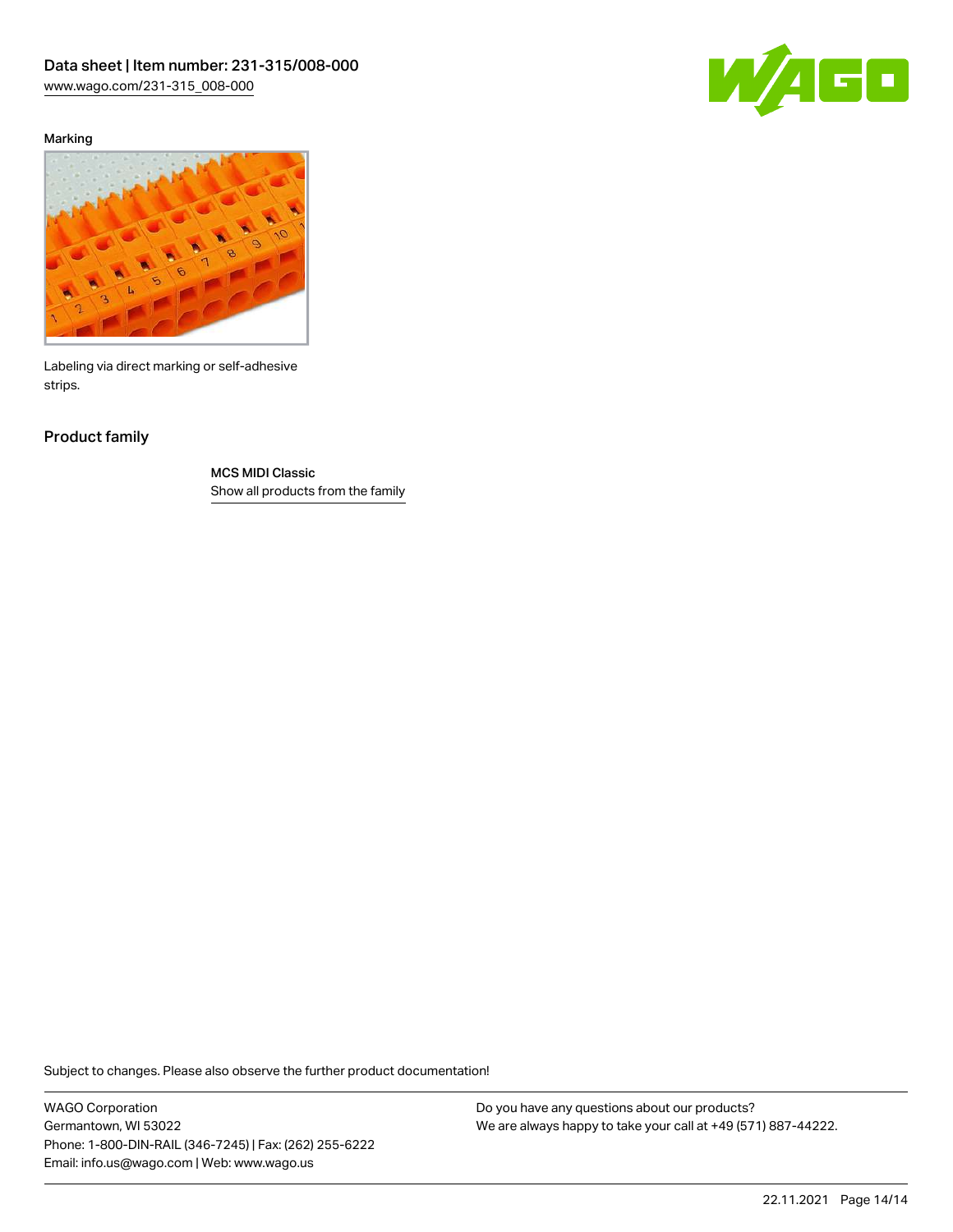Marking

Labeling via direct marking or self-adhesive strips.

## Product family

MCS MIDI Classic
Show all products from the family

Subject to changes. Please also observe the further product documentation!

WAGO Corporation
Germantown, WI 53022
Phone: 1-800-DIN-RAIL (346-7245) | Fax: (262) 255-6222
Email: info.us@wago.com | Web: www.wago.us

Do you have any questions about our products?
We are always happy to take your call at +49 (571) 887-44222.